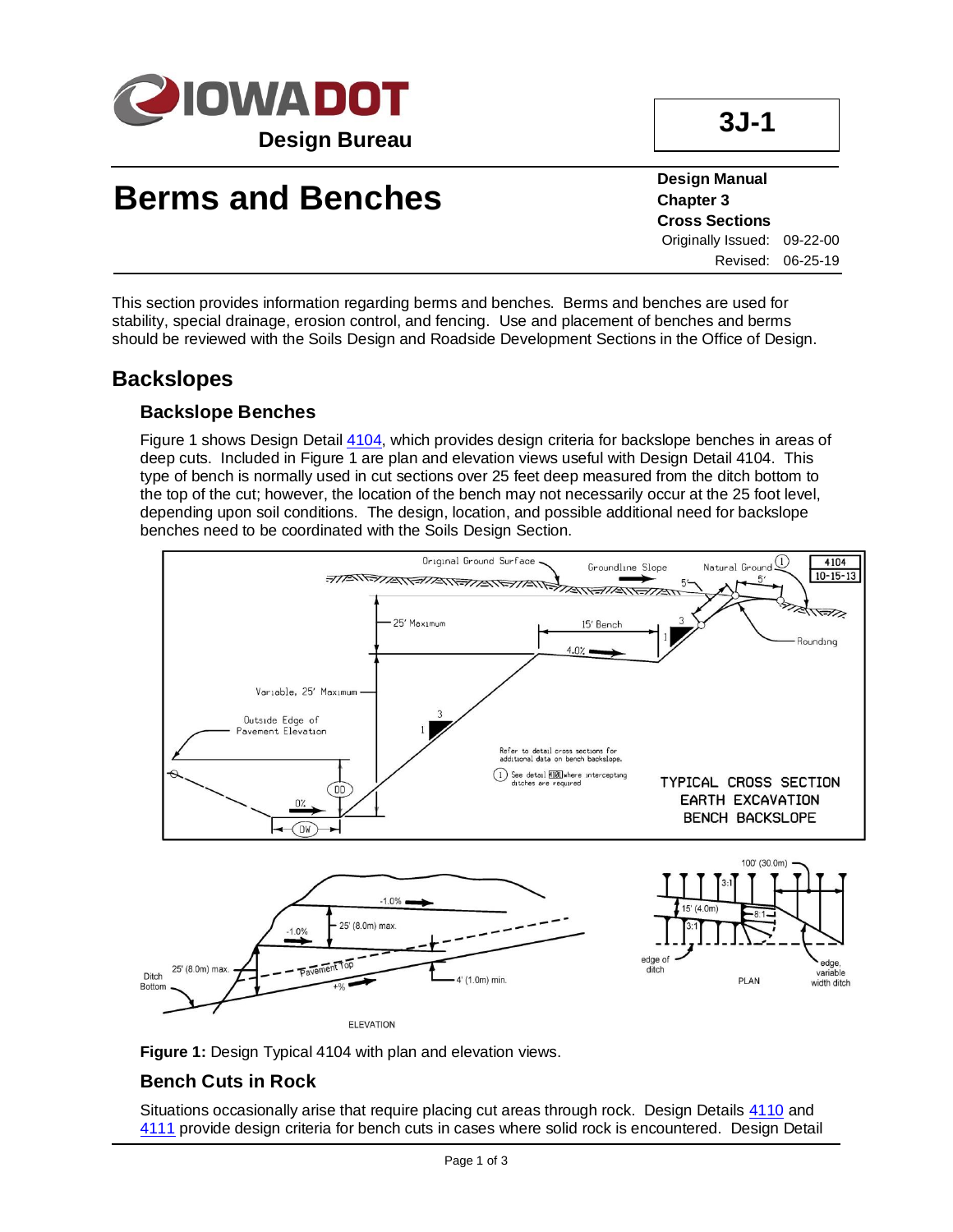# Berms and Benches

**3J-1**

**Design Manual**
**Chapter 3**
**Cross Sections**
Originally Issued: 09-22-00
Revised: 06-25-19

This section provides information regarding berms and benches. Berms and benches are used for stability, special drainage, erosion control, and fencing. Use and placement of benches and berms should be reviewed with the Soils Design and Roadside Development Sections in the Office of Design.

## Backslopes

### Backslope Benches

Figure 1 shows Design Detail 4104, which provides design criteria for backslope benches in areas of deep cuts. Included in Figure 1 are plan and elevation views useful with Design Detail 4104. This type of bench is normally used in cut sections over 25 feet deep measured from the ditch bottom to the top of the cut; however, the location of the bench may not necessarily occur at the 25 foot level, depending upon soil conditions. The design, location, and possible additional need for backslope benches need to be coordinated with the Soils Design Section.

**Figure 1:** Design Typical 4104 with plan and elevation views.

### Bench Cuts in Rock

Situations occasionally arise that require placing cut areas through rock. Design Details 4110 and 4111 provide design criteria for bench cuts in cases where solid rock is encountered. Design Detail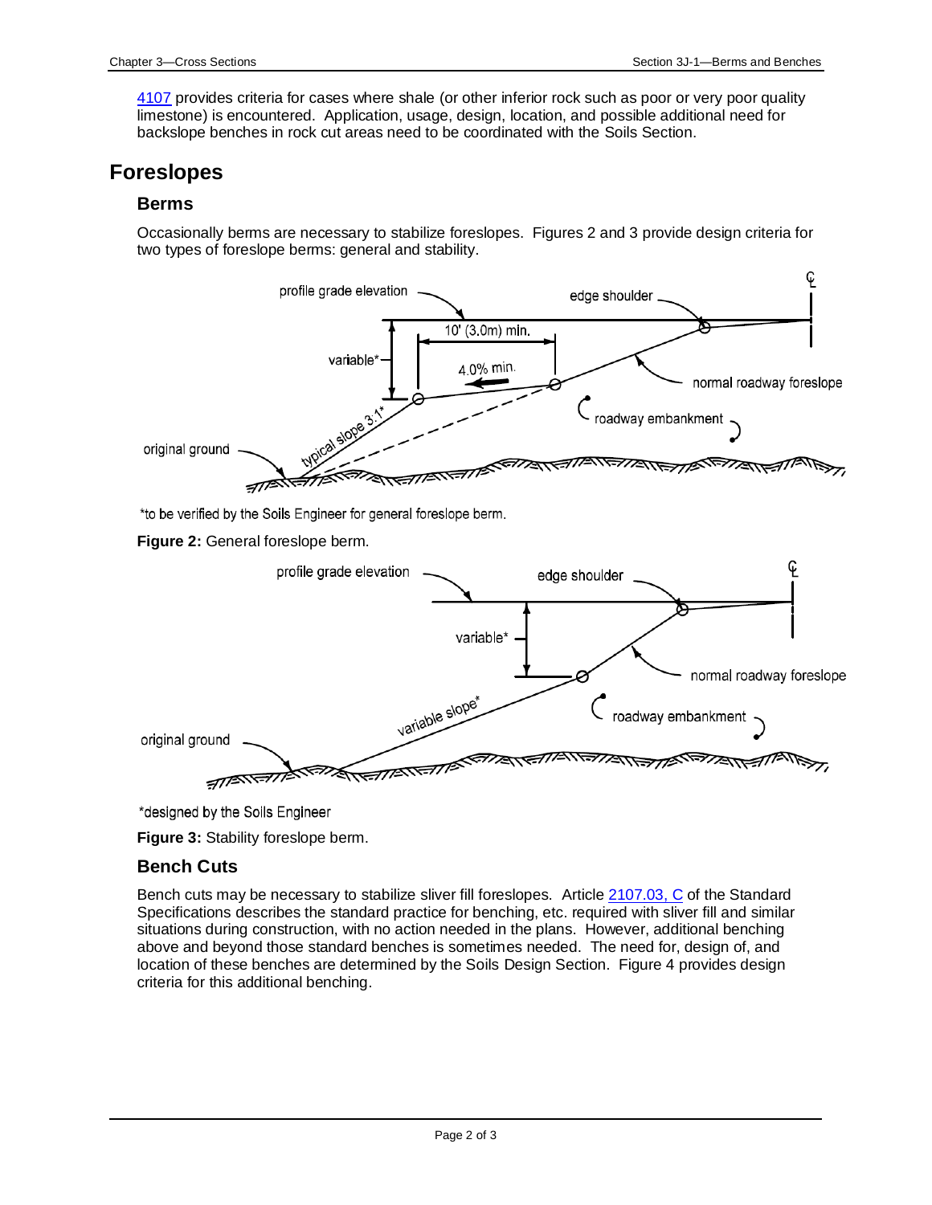[4107](#) provides criteria for cases where shale (or other inferior rock such as poor or very poor quality limestone) is encountered. Application, usage, design, location, and possible additional need for backslope benches in rock cut areas need to be coordinated with the Soils Section.

## Foreslopes

### Berms

Occasionally berms are necessary to stabilize foreslopes. Figures 2 and 3 provide design criteria for two types of foreslope berms: general and stability.

*to be verified by the Soils Engineer for general foreslope berm.

**Figure 2:** General foreslope berm.

*designed by the Soils Engineer

**Figure 3:** Stability foreslope berm.

### Bench Cuts

Bench cuts may be necessary to stabilize sliver fill foreslopes. Article [2107.03, C](#) of the Standard Specifications describes the standard practice for benching, etc. required with sliver fill and similar situations during construction, with no action needed in the plans. However, additional benching above and beyond those standard benches is sometimes needed. The need for, design of, and location of these benches are determined by the Soils Design Section. Figure 4 provides design criteria for this additional benching.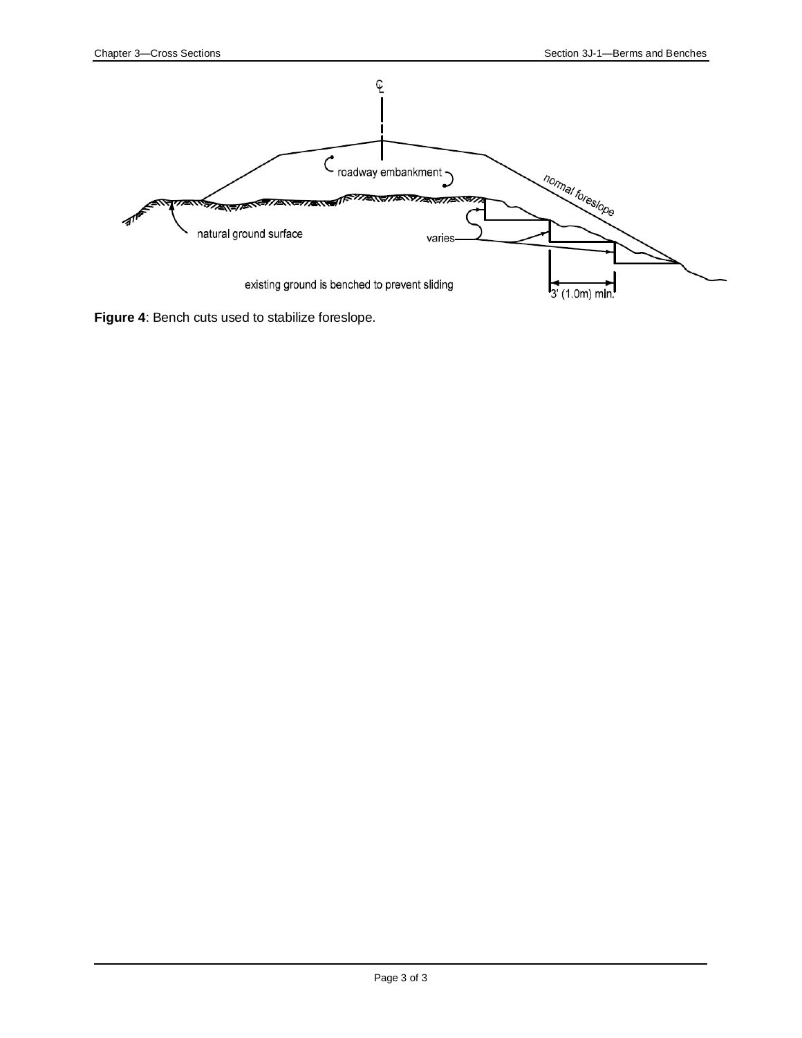**Figure 4**: Bench cuts used to stabilize foreslope.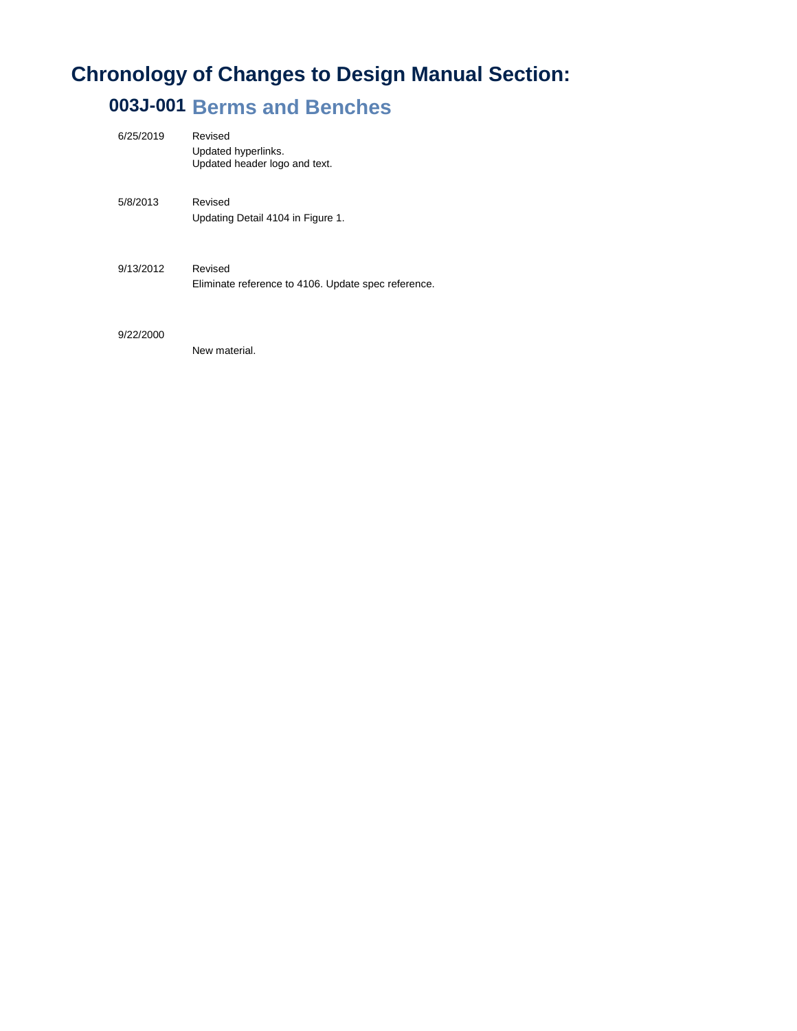# Chronology of Changes to Design Manual Section:

## 003J-001 Berms and Benches

| | |
|---|---|
| 6/25/2019 | Revised<br>Updated hyperlinks.<br>Updated header logo and text. |
| 5/8/2013 | Revised<br>Updating Detail 4104 in Figure 1. |
| 9/13/2012 | Revised<br>Eliminate reference to 4106. Update spec reference. |
| 9/22/2000 | New material. |